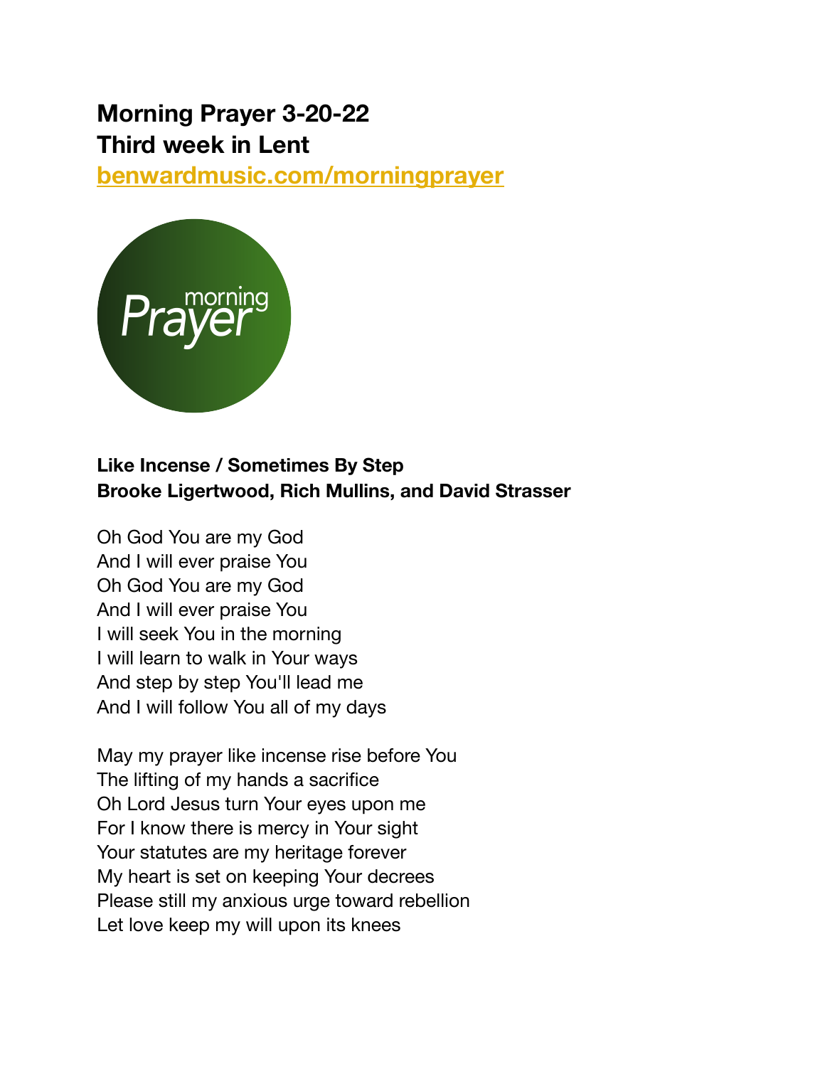**Morning Prayer 3-20-22**
**Third week in Lent**
**benwardmusic.com/morningprayer**

**Like Incense / Sometimes By Step**
**Brooke Ligertwood, Rich Mullins, and David Strasser**

Oh God You are my God
And I will ever praise You
Oh God You are my God
And I will ever praise You
I will seek You in the morning
I will learn to walk in Your ways
And step by step You'll lead me
And I will follow You all of my days

May my prayer like incense rise before You
The lifting of my hands a sacrifice
Oh Lord Jesus turn Your eyes upon me
For I know there is mercy in Your sight
Your statutes are my heritage forever
My heart is set on keeping Your decrees
Please still my anxious urge toward rebellion
Let love keep my will upon its knees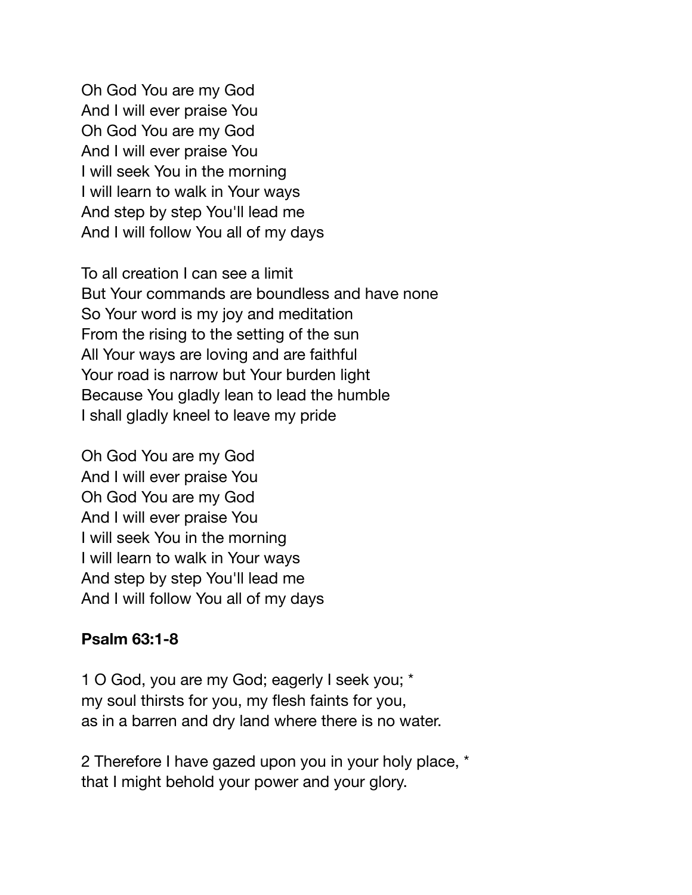Oh God You are my God
And I will ever praise You
Oh God You are my God
And I will ever praise You
I will seek You in the morning
I will learn to walk in Your ways
And step by step You'll lead me
And I will follow You all of my days

To all creation I can see a limit
But Your commands are boundless and have none
So Your word is my joy and meditation
From the rising to the setting of the sun
All Your ways are loving and are faithful
Your road is narrow but Your burden light
Because You gladly lean to lead the humble
I shall gladly kneel to leave my pride

Oh God You are my God
And I will ever praise You
Oh God You are my God
And I will ever praise You
I will seek You in the morning
I will learn to walk in Your ways
And step by step You'll lead me
And I will follow You all of my days

**Psalm 63:1-8**

1 O God, you are my God; eagerly I seek you; *
my soul thirsts for you, my flesh faints for you,
as in a barren and dry land where there is no water.

2 Therefore I have gazed upon you in your holy place, *
that I might behold your power and your glory.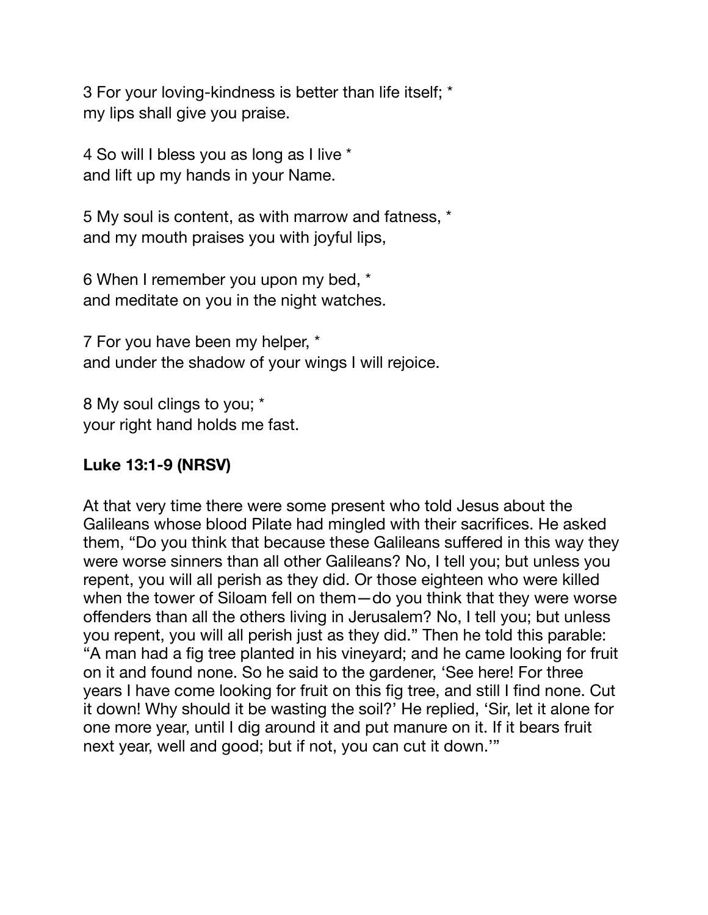3 For your loving-kindness is better than life itself; *
my lips shall give you praise.

4 So will I bless you as long as I live *
and lift up my hands in your Name.

5 My soul is content, as with marrow and fatness, *
and my mouth praises you with joyful lips,

6 When I remember you upon my bed, *
and meditate on you in the night watches.

7 For you have been my helper, *
and under the shadow of your wings I will rejoice.

8 My soul clings to you; *
your right hand holds me fast.

**Luke 13:1-9 (NRSV)**

At that very time there were some present who told Jesus about the Galileans whose blood Pilate had mingled with their sacrifices. He asked them, "Do you think that because these Galileans suffered in this way they were worse sinners than all other Galileans? No, I tell you; but unless you repent, you will all perish as they did. Or those eighteen who were killed when the tower of Siloam fell on them—do you think that they were worse offenders than all the others living in Jerusalem? No, I tell you; but unless you repent, you will all perish just as they did." Then he told this parable: "A man had a fig tree planted in his vineyard; and he came looking for fruit on it and found none. So he said to the gardener, 'See here! For three years I have come looking for fruit on this fig tree, and still I find none. Cut it down! Why should it be wasting the soil?' He replied, 'Sir, let it alone for one more year, until I dig around it and put manure on it. If it bears fruit next year, well and good; but if not, you can cut it down.'"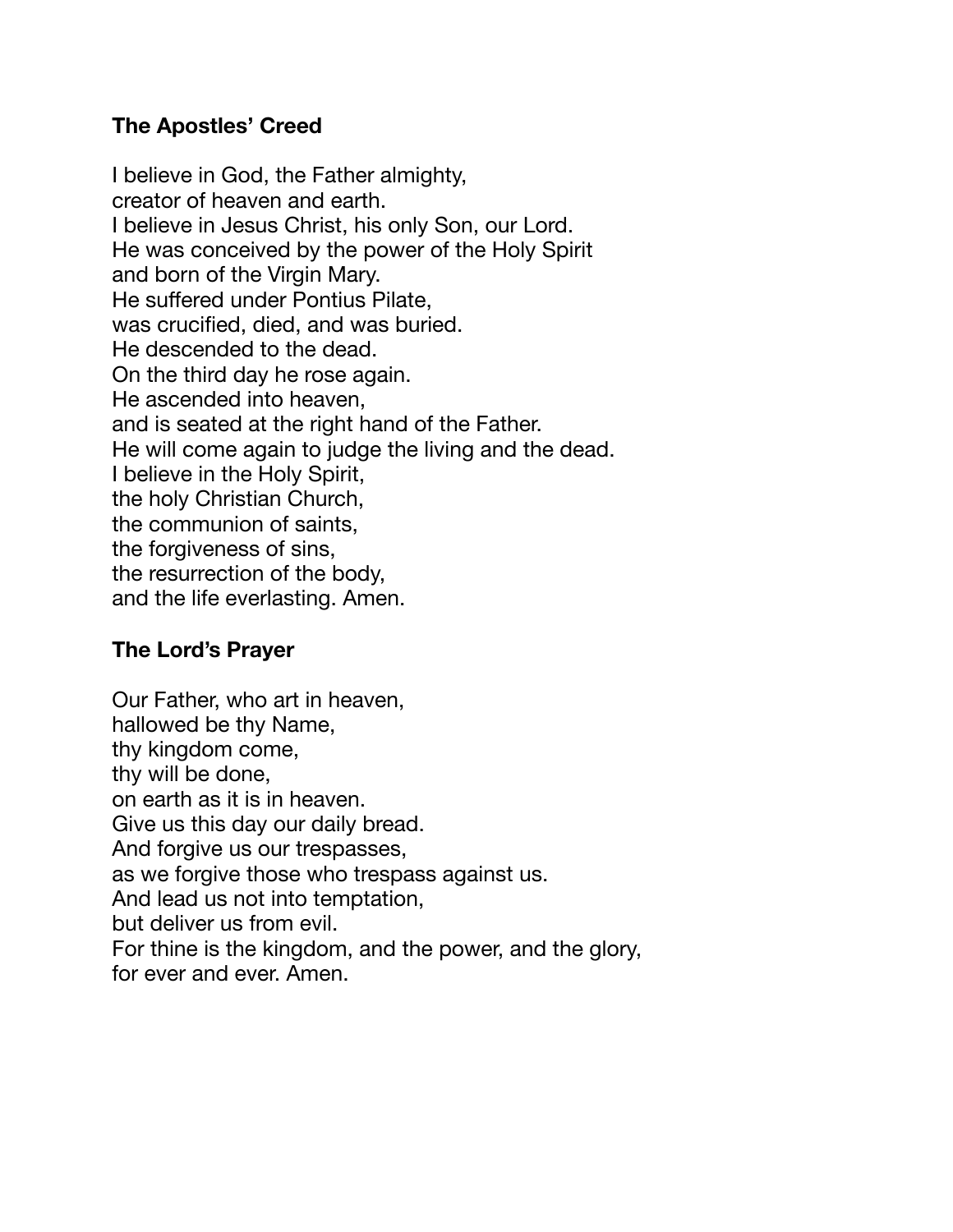**The Apostles' Creed**

I believe in God, the Father almighty,
creator of heaven and earth.
I believe in Jesus Christ, his only Son, our Lord.
He was conceived by the power of the Holy Spirit
and born of the Virgin Mary.
He suffered under Pontius Pilate,
was crucified, died, and was buried.
He descended to the dead.
On the third day he rose again.
He ascended into heaven,
and is seated at the right hand of the Father.
He will come again to judge the living and the dead.
I believe in the Holy Spirit,
the holy Christian Church,
the communion of saints,
the forgiveness of sins,
the resurrection of the body,
and the life everlasting. Amen.

**The Lord's Prayer**

Our Father, who art in heaven,
hallowed be thy Name,
thy kingdom come,
thy will be done,
on earth as it is in heaven.
Give us this day our daily bread.
And forgive us our trespasses,
as we forgive those who trespass against us.
And lead us not into temptation,
but deliver us from evil.
For thine is the kingdom, and the power, and the glory,
for ever and ever. Amen.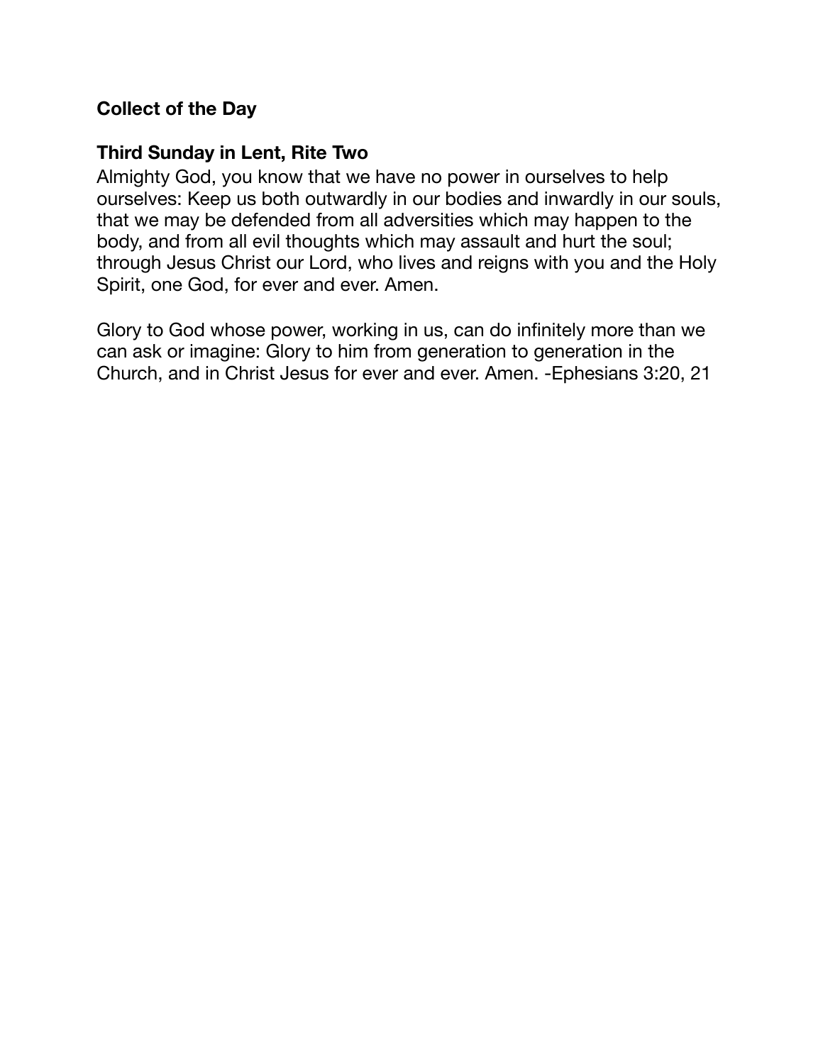**Collect of the Day**

**Third Sunday in Lent, Rite Two**
Almighty God, you know that we have no power in ourselves to help ourselves: Keep us both outwardly in our bodies and inwardly in our souls, that we may be defended from all adversities which may happen to the body, and from all evil thoughts which may assault and hurt the soul; through Jesus Christ our Lord, who lives and reigns with you and the Holy Spirit, one God, for ever and ever. Amen.

Glory to God whose power, working in us, can do infinitely more than we can ask or imagine: Glory to him from generation to generation in the Church, and in Christ Jesus for ever and ever. Amen. -Ephesians 3:20, 21